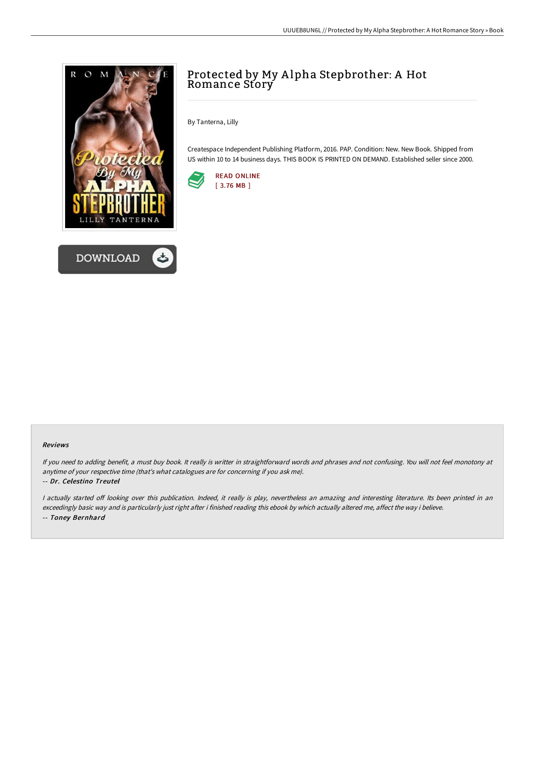# Protected by My Alpha Stepbrother: A Hot Romance Story

By Tanterna, Lilly

Createspace Independent Publishing Platform, 2016. PAP. Condition: New. New Book. Shipped from US within 10 to 14 business days. THIS BOOK IS PRINTED ON DEMAND. Established seller since 2000.

READ ONLINE
[ 3.76 MB ]

DOWNLOAD

### Reviews

*If you need to adding benefit, a must buy book. It really is writter in straightforward words and phrases and not confusing. You will not feel monotony at anytime of your respective time (that's what catalogues are for concerning if you ask me).*

*-- Dr. Celestino Treutel*

*I actually started off looking over this publication. Indeed, it really is play, nevertheless an amazing and interesting literature. Its been printed in an exceedingly basic way and is particularly just right after i finished reading this ebook by which actually altered me, affect the way i believe.*

*-- Toney Bernhard*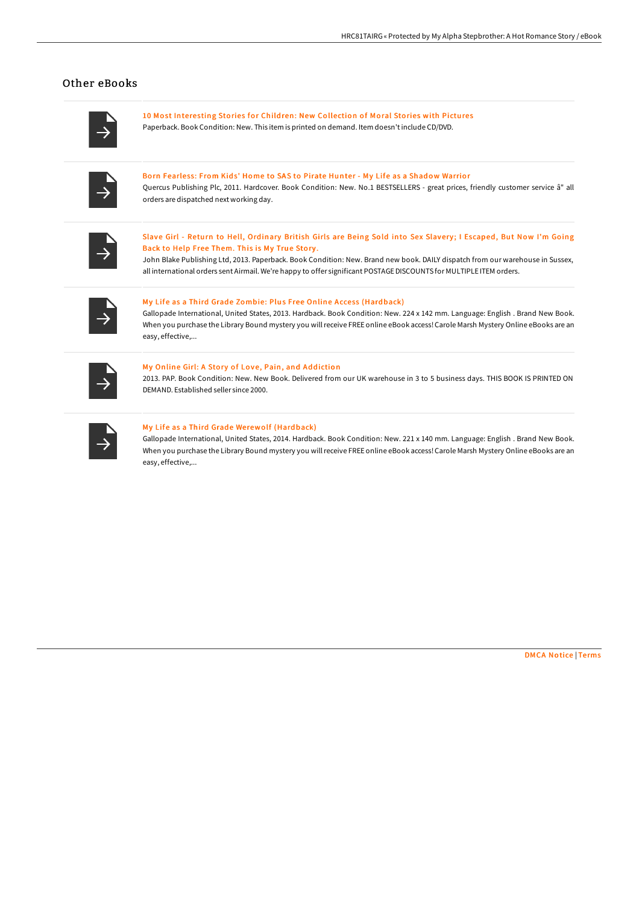## Other eBooks

**10 Most Interesting Stories for Children: New Collection of Moral Stories with Pictures**
Paperback. Book Condition: New. This item is printed on demand. Item doesn't include CD/DVD.

**Born Fearless: From Kids' Home to SAS to Pirate Hunter - My Life as a Shadow Warrior**
Quercus Publishing Plc, 2011. Hardcover. Book Condition: New. No.1 BESTSELLERS - great prices, friendly customer service â" all orders are dispatched next working day.

**Slave Girl - Return to Hell, Ordinary British Girls are Being Sold into Sex Slavery; I Escaped, But Now I'm Going Back to Help Free Them. This is My True Story.**
John Blake Publishing Ltd, 2013. Paperback. Book Condition: New. Brand new book. DAILY dispatch from our warehouse in Sussex, all international orders sent Airmail. We're happy to offer significant POSTAGE DISCOUNTS for MULTIPLE ITEM orders.

**My Life as a Third Grade Zombie: Plus Free Online Access (Hardback)**
Gallopade International, United States, 2013. Hardback. Book Condition: New. 224 x 142 mm. Language: English . Brand New Book. When you purchase the Library Bound mystery you will receive FREE online eBook access! Carole Marsh Mystery Online eBooks are an easy, effective,...

**My Online Girl: A Story of Love, Pain, and Addiction**
2013. PAP. Book Condition: New. New Book. Delivered from our UK warehouse in 3 to 5 business days. THIS BOOK IS PRINTED ON DEMAND. Established seller since 2000.

**My Life as a Third Grade Werewolf (Hardback)**
Gallopade International, United States, 2014. Hardback. Book Condition: New. 221 x 140 mm. Language: English . Brand New Book. When you purchase the Library Bound mystery you will receive FREE online eBook access! Carole Marsh Mystery Online eBooks are an easy, effective,...